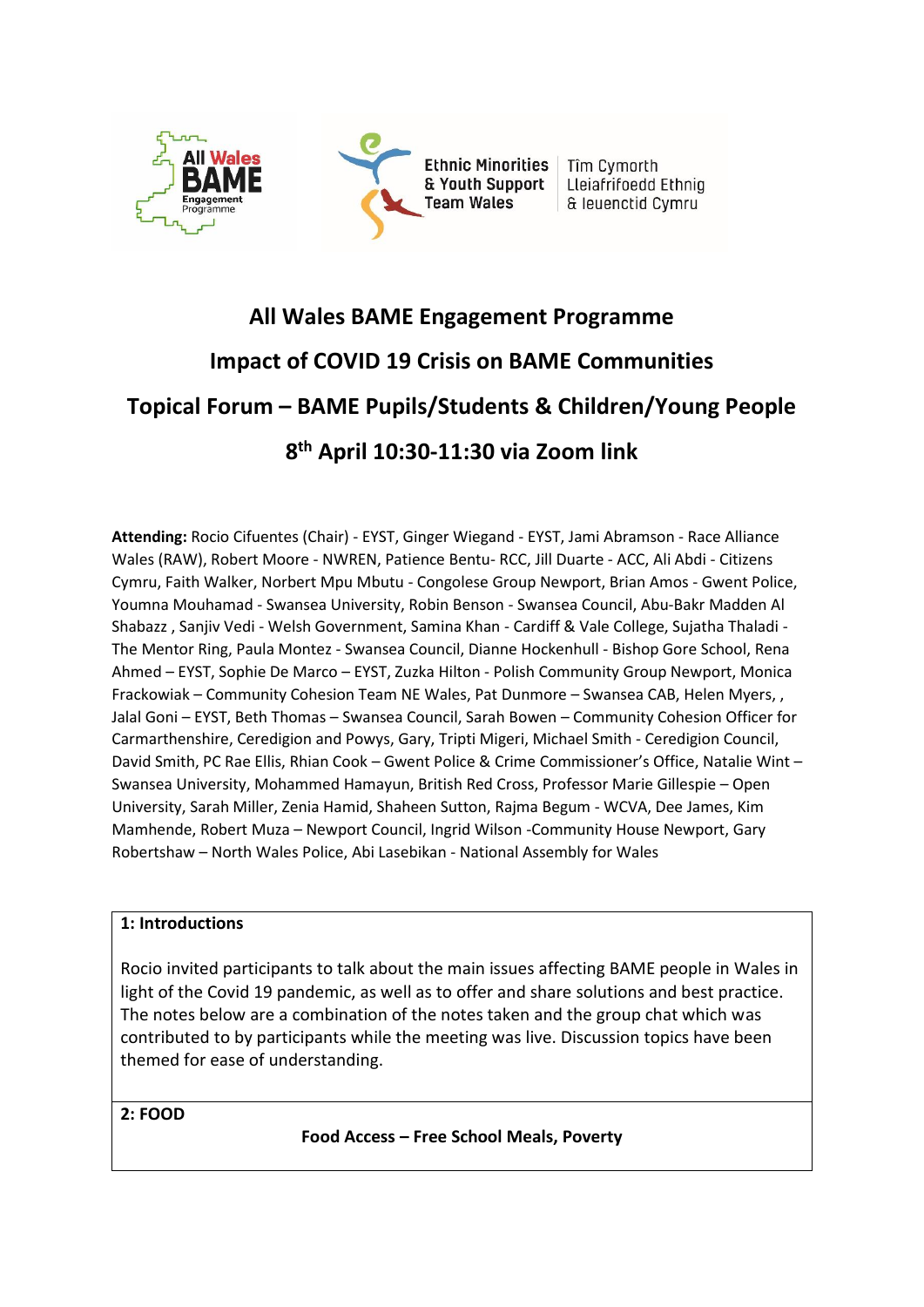# All Wales BAME Engagement Programme

## Impact of COVID 19 Crisis on BAME Communities

## Topical Forum – BAME Pupils/Students & Children/Young People

## 8th April 10:30-11:30 via Zoom link

**Attending:** Rocio Cifuentes (Chair) - EYST, Ginger Wiegand - EYST, Jami Abramson - Race Alliance Wales (RAW), Robert Moore - NWREN, Patience Bentu- RCC, Jill Duarte - ACC, Ali Abdi - Citizens Cymru, Faith Walker, Norbert Mpu Mbutu - Congolese Group Newport, Brian Amos - Gwent Police, Youmna Mouhamad - Swansea University, Robin Benson - Swansea Council, Abu-Bakr Madden Al Shabazz , Sanjiv Vedi - Welsh Government, Samina Khan - Cardiff & Vale College, Sujatha Thaladi - The Mentor Ring, Paula Montez - Swansea Council, Dianne Hockenhull - Bishop Gore School, Rena Ahmed – EYST, Sophie De Marco – EYST, Zuzka Hilton - Polish Community Group Newport, Monica Frackowiak – Community Cohesion Team NE Wales, Pat Dunmore – Swansea CAB, Helen Myers, , Jalal Goni – EYST, Beth Thomas – Swansea Council, Sarah Bowen – Community Cohesion Officer for Carmarthenshire, Ceredigion and Powys, Gary, Tripti Migeri, Michael Smith - Ceredigion Council, David Smith, PC Rae Ellis, Rhian Cook – Gwent Police & Crime Commissioner's Office, Natalie Wint – Swansea University, Mohammed Hamayun, British Red Cross, Professor Marie Gillespie – Open University, Sarah Miller, Zenia Hamid, Shaheen Sutton, Rajma Begum - WCVA, Dee James, Kim Mamhende, Robert Muza – Newport Council, Ingrid Wilson -Community House Newport, Gary Robertshaw – North Wales Police, Abi Lasebikan - National Assembly for Wales

### 1: Introductions

Rocio invited participants to talk about the main issues affecting BAME people in Wales in light of the Covid 19 pandemic, as well as to offer and share solutions and best practice. The notes below are a combination of the notes taken and the group chat which was contributed to by participants while the meeting was live. Discussion topics have been themed for ease of understanding.

### 2: FOOD

**Food Access – Free School Meals, Poverty**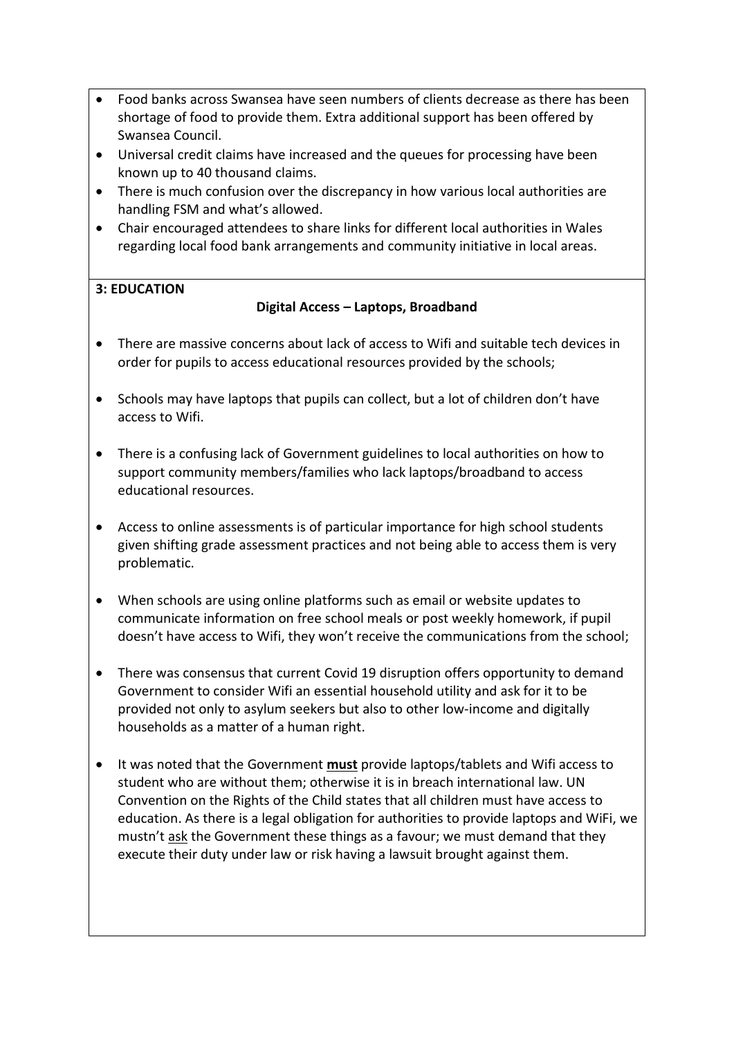- Food banks across Swansea have seen numbers of clients decrease as there has been shortage of food to provide them. Extra additional support has been offered by Swansea Council.
- Universal credit claims have increased and the queues for processing have been known up to 40 thousand claims.
- There is much confusion over the discrepancy in how various local authorities are handling FSM and what's allowed.
- Chair encouraged attendees to share links for different local authorities in Wales regarding local food bank arrangements and community initiative in local areas.

**3: EDUCATION**

**Digital Access – Laptops, Broadband**

- There are massive concerns about lack of access to Wifi and suitable tech devices in order for pupils to access educational resources provided by the schools;

- Schools may have laptops that pupils can collect, but a lot of children don't have access to Wifi.

- There is a confusing lack of Government guidelines to local authorities on how to support community members/families who lack laptops/broadband to access educational resources.

- Access to online assessments is of particular importance for high school students given shifting grade assessment practices and not being able to access them is very problematic.

- When schools are using online platforms such as email or website updates to communicate information on free school meals or post weekly homework, if pupil doesn't have access to Wifi, they won't receive the communications from the school;

- There was consensus that current Covid 19 disruption offers opportunity to demand Government to consider Wifi an essential household utility and ask for it to be provided not only to asylum seekers but also to other low-income and digitally households as a matter of a human right.

- It was noted that the Government **must** provide laptops/tablets and Wifi access to student who are without them; otherwise it is in breach international law. UN Convention on the Rights of the Child states that all children must have access to education. As there is a legal obligation for authorities to provide laptops and WiFi, we mustn't ask the Government these things as a favour; we must demand that they execute their duty under law or risk having a lawsuit brought against them.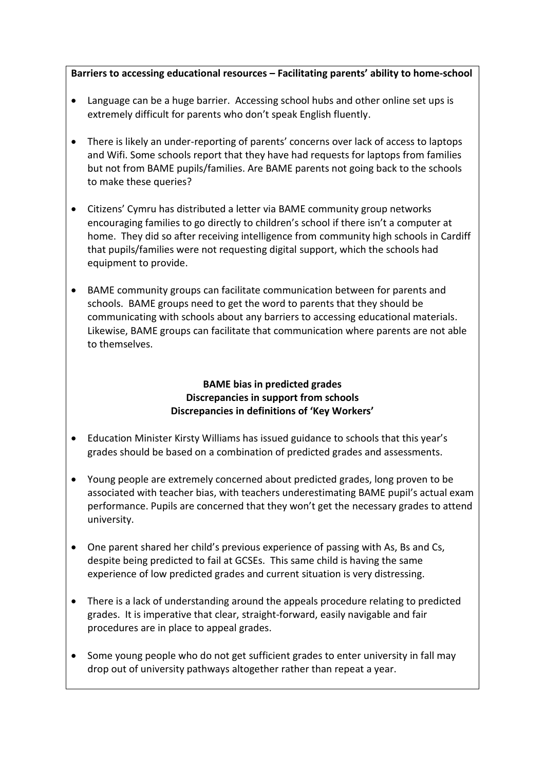**Barriers to accessing educational resources – Facilitating parents' ability to home-school**

- Language can be a huge barrier. Accessing school hubs and other online set ups is extremely difficult for parents who don't speak English fluently.

- There is likely an under-reporting of parents' concerns over lack of access to laptops and Wifi. Some schools report that they have had requests for laptops from families but not from BAME pupils/families. Are BAME parents not going back to the schools to make these queries?

- Citizens' Cymru has distributed a letter via BAME community group networks encouraging families to go directly to children's school if there isn't a computer at home. They did so after receiving intelligence from community high schools in Cardiff that pupils/families were not requesting digital support, which the schools had equipment to provide.

- BAME community groups can facilitate communication between for parents and schools. BAME groups need to get the word to parents that they should be communicating with schools about any barriers to accessing educational materials. Likewise, BAME groups can facilitate that communication where parents are not able to themselves.

**BAME bias in predicted grades**
**Discrepancies in support from schools**
**Discrepancies in definitions of 'Key Workers'**

- Education Minister Kirsty Williams has issued guidance to schools that this year's grades should be based on a combination of predicted grades and assessments.

- Young people are extremely concerned about predicted grades, long proven to be associated with teacher bias, with teachers underestimating BAME pupil's actual exam performance. Pupils are concerned that they won't get the necessary grades to attend university.

- One parent shared her child's previous experience of passing with As, Bs and Cs, despite being predicted to fail at GCSEs. This same child is having the same experience of low predicted grades and current situation is very distressing.

- There is a lack of understanding around the appeals procedure relating to predicted grades. It is imperative that clear, straight-forward, easily navigable and fair procedures are in place to appeal grades.

- Some young people who do not get sufficient grades to enter university in fall may drop out of university pathways altogether rather than repeat a year.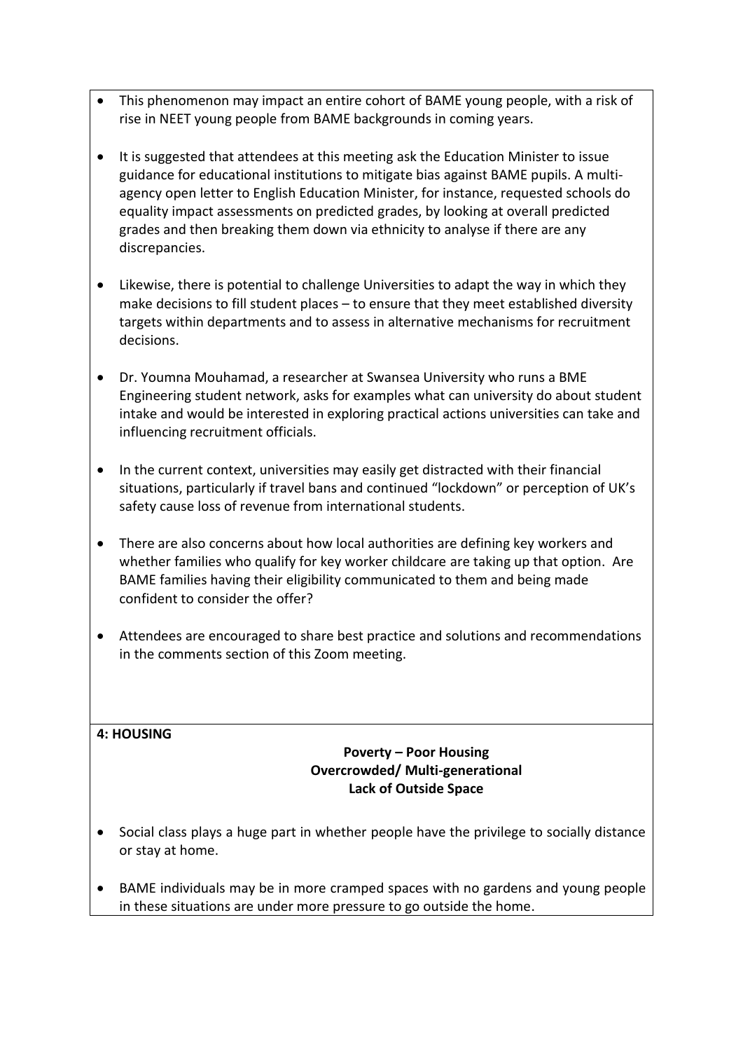- This phenomenon may impact an entire cohort of BAME young people, with a risk of rise in NEET young people from BAME backgrounds in coming years.

- It is suggested that attendees at this meeting ask the Education Minister to issue guidance for educational institutions to mitigate bias against BAME pupils. A multi-agency open letter to English Education Minister, for instance, requested schools do equality impact assessments on predicted grades, by looking at overall predicted grades and then breaking them down via ethnicity to analyse if there are any discrepancies.

- Likewise, there is potential to challenge Universities to adapt the way in which they make decisions to fill student places – to ensure that they meet established diversity targets within departments and to assess in alternative mechanisms for recruitment decisions.

- Dr. Youmna Mouhamad, a researcher at Swansea University who runs a BME Engineering student network, asks for examples what can university do about student intake and would be interested in exploring practical actions universities can take and influencing recruitment officials.

- In the current context, universities may easily get distracted with their financial situations, particularly if travel bans and continued "lockdown" or perception of UK's safety cause loss of revenue from international students.

- There are also concerns about how local authorities are defining key workers and whether families who qualify for key worker childcare are taking up that option. Are BAME families having their eligibility communicated to them and being made confident to consider the offer?

- Attendees are encouraged to share best practice and solutions and recommendations in the comments section of this Zoom meeting.

**4: HOUSING**

**Poverty – Poor Housing**
**Overcrowded/ Multi-generational**
**Lack of Outside Space**

- Social class plays a huge part in whether people have the privilege to socially distance or stay at home.

- BAME individuals may be in more cramped spaces with no gardens and young people in these situations are under more pressure to go outside the home.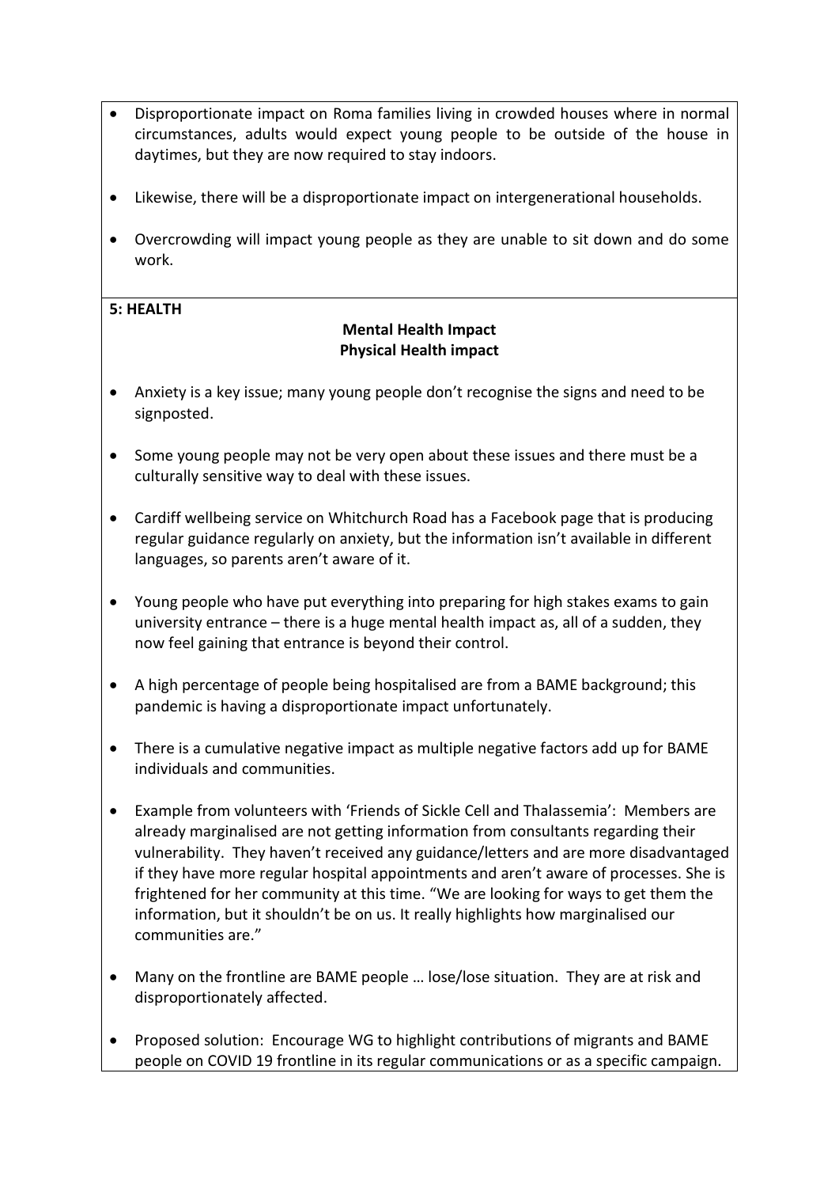- Disproportionate impact on Roma families living in crowded houses where in normal circumstances, adults would expect young people to be outside of the house in daytimes, but they are now required to stay indoors.
- Likewise, there will be a disproportionate impact on intergenerational households.
- Overcrowding will impact young people as they are unable to sit down and do some work.

**5: HEALTH**

**Mental Health Impact**
**Physical Health impact**

- Anxiety is a key issue; many young people don't recognise the signs and need to be signposted.
- Some young people may not be very open about these issues and there must be a culturally sensitive way to deal with these issues.
- Cardiff wellbeing service on Whitchurch Road has a Facebook page that is producing regular guidance regularly on anxiety, but the information isn't available in different languages, so parents aren't aware of it.
- Young people who have put everything into preparing for high stakes exams to gain university entrance – there is a huge mental health impact as, all of a sudden, they now feel gaining that entrance is beyond their control.
- A high percentage of people being hospitalised are from a BAME background; this pandemic is having a disproportionate impact unfortunately.
- There is a cumulative negative impact as multiple negative factors add up for BAME individuals and communities.
- Example from volunteers with 'Friends of Sickle Cell and Thalassemia': Members are already marginalised are not getting information from consultants regarding their vulnerability. They haven't received any guidance/letters and are more disadvantaged if they have more regular hospital appointments and aren't aware of processes. She is frightened for her community at this time. "We are looking for ways to get them the information, but it shouldn't be on us. It really highlights how marginalised our communities are."
- Many on the frontline are BAME people … lose/lose situation. They are at risk and disproportionately affected.
- Proposed solution: Encourage WG to highlight contributions of migrants and BAME people on COVID 19 frontline in its regular communications or as a specific campaign.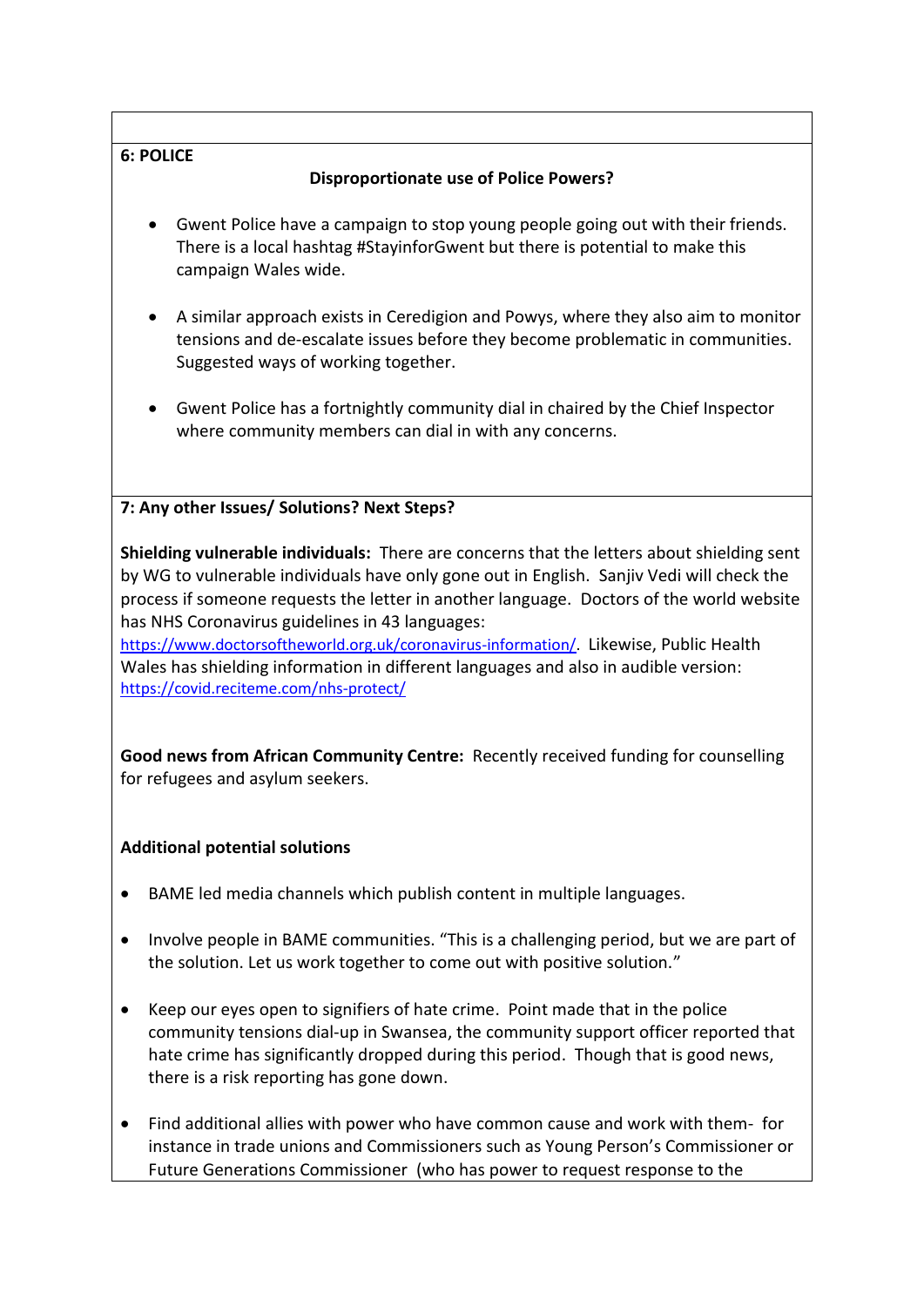**6: POLICE**

**Disproportionate use of Police Powers?**

- Gwent Police have a campaign to stop young people going out with their friends. There is a local hashtag #StayinforGwent but there is potential to make this campaign Wales wide.

- A similar approach exists in Ceredigion and Powys, where they also aim to monitor tensions and de-escalate issues before they become problematic in communities. Suggested ways of working together.

- Gwent Police has a fortnightly community dial in chaired by the Chief Inspector where community members can dial in with any concerns.

**7: Any other Issues/ Solutions? Next Steps?**

**Shielding vulnerable individuals:** There are concerns that the letters about shielding sent by WG to vulnerable individuals have only gone out in English. Sanjiv Vedi will check the process if someone requests the letter in another language. Doctors of the world website has NHS Coronavirus guidelines in 43 languages: https://www.doctorsoftheworld.org.uk/coronavirus-information/. Likewise, Public Health Wales has shielding information in different languages and also in audible version: https://covid.reciteme.com/nhs-protect/

**Good news from African Community Centre:** Recently received funding for counselling for refugees and asylum seekers.

**Additional potential solutions**

- BAME led media channels which publish content in multiple languages.

- Involve people in BAME communities. "This is a challenging period, but we are part of the solution. Let us work together to come out with positive solution."

- Keep our eyes open to signifiers of hate crime. Point made that in the police community tensions dial-up in Swansea, the community support officer reported that hate crime has significantly dropped during this period. Though that is good news, there is a risk reporting has gone down.

- Find additional allies with power who have common cause and work with them- for instance in trade unions and Commissioners such as Young Person's Commissioner or Future Generations Commissioner (who has power to request response to the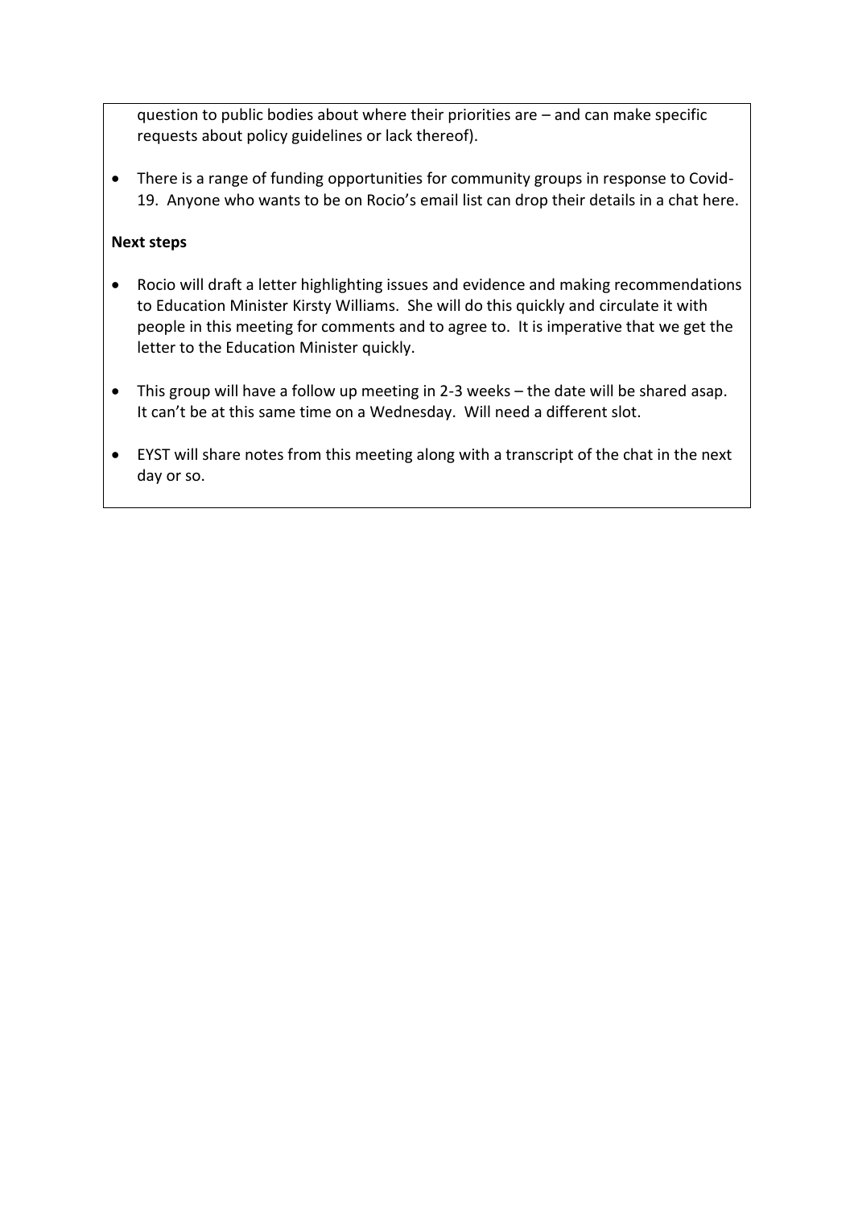question to public bodies about where their priorities are – and can make specific requests about policy guidelines or lack thereof).

- There is a range of funding opportunities for community groups in response to Covid-19. Anyone who wants to be on Rocio's email list can drop their details in a chat here.

**Next steps**

- Rocio will draft a letter highlighting issues and evidence and making recommendations to Education Minister Kirsty Williams. She will do this quickly and circulate it with people in this meeting for comments and to agree to. It is imperative that we get the letter to the Education Minister quickly.

- This group will have a follow up meeting in 2-3 weeks – the date will be shared asap. It can't be at this same time on a Wednesday. Will need a different slot.

- EYST will share notes from this meeting along with a transcript of the chat in the next day or so.